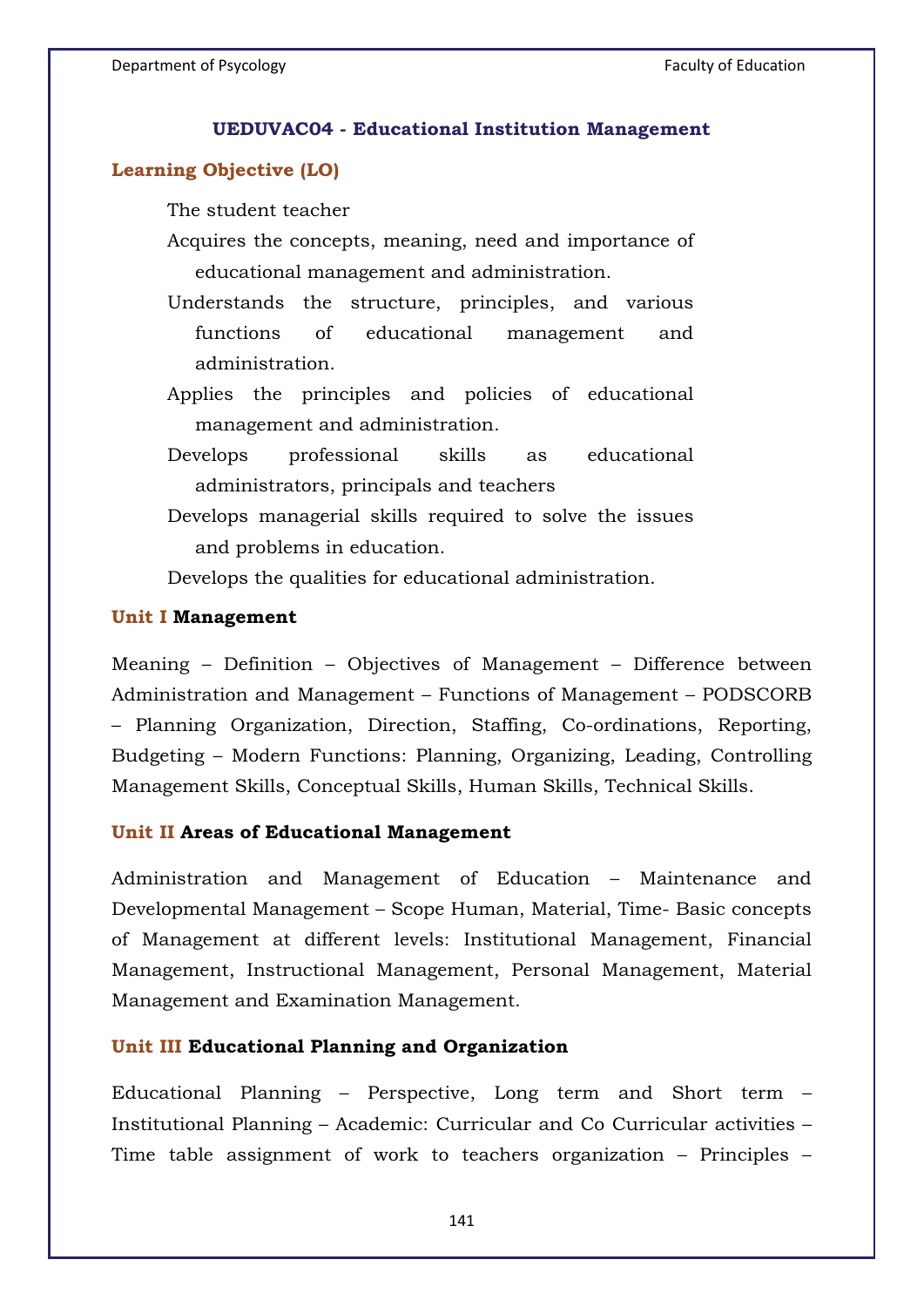## UEDUVAC04 - Educational Institution Management

### Learning Objective (LO)

The student teacher

- Acquires the concepts, meaning, need and importance of educational management and administration.
- Understands the structure, principles, and various functions of educational management and administration.
- Applies the principles and policies of educational management and administration.
- Develops professional skills as educational administrators, principals and teachers
- Develops managerial skills required to solve the issues and problems in education.
- Develops the qualities for educational administration.

### Unit I **Management**

Meaning – Definition – Objectives of Management – Difference between Administration and Management – Functions of Management – PODSCORB – Planning Organization, Direction, Staffing, Co-ordinations, Reporting, Budgeting – Modern Functions: Planning, Organizing, Leading, Controlling Management Skills, Conceptual Skills, Human Skills, Technical Skills.

### Unit II **Areas of Educational Management**

Administration and Management of Education – Maintenance and Developmental Management – Scope Human, Material, Time- Basic concepts of Management at different levels: Institutional Management, Financial Management, Instructional Management, Personal Management, Material Management and Examination Management.

### Unit III **Educational Planning and Organization**

Educational Planning – Perspective, Long term and Short term – Institutional Planning – Academic: Curricular and Co Curricular activities – Time table assignment of work to teachers organization – Principles –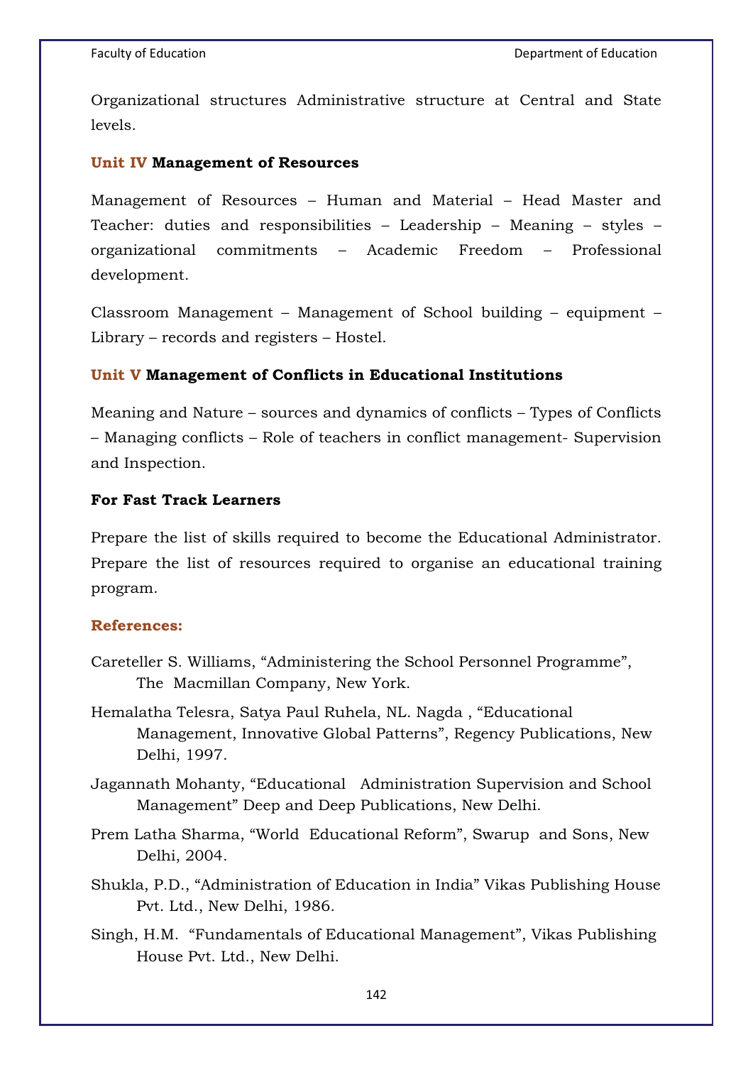Organizational structures Administrative structure at Central and State levels.

**Unit IV Management of Resources**

Management of Resources – Human and Material – Head Master and Teacher: duties and responsibilities – Leadership – Meaning – styles – organizational commitments – Academic Freedom – Professional development.

Classroom Management – Management of School building – equipment – Library – records and registers – Hostel.

**Unit V Management of Conflicts in Educational Institutions**

Meaning and Nature – sources and dynamics of conflicts – Types of Conflicts – Managing conflicts – Role of teachers in conflict management- Supervision and Inspection.

**For Fast Track Learners**

Prepare the list of skills required to become the Educational Administrator. Prepare the list of resources required to organise an educational training program.

**References:**

Careteller S. Williams, "Administering the School Personnel Programme", The Macmillan Company, New York.

Hemalatha Telesra, Satya Paul Ruhela, NL. Nagda , "Educational Management, Innovative Global Patterns", Regency Publications, New Delhi, 1997.

Jagannath Mohanty, "Educational Administration Supervision and School Management" Deep and Deep Publications, New Delhi.

Prem Latha Sharma, "World Educational Reform", Swarup and Sons, New Delhi, 2004.

Shukla, P.D., "Administration of Education in India" Vikas Publishing House Pvt. Ltd., New Delhi, 1986.

Singh, H.M. "Fundamentals of Educational Management", Vikas Publishing House Pvt. Ltd., New Delhi.